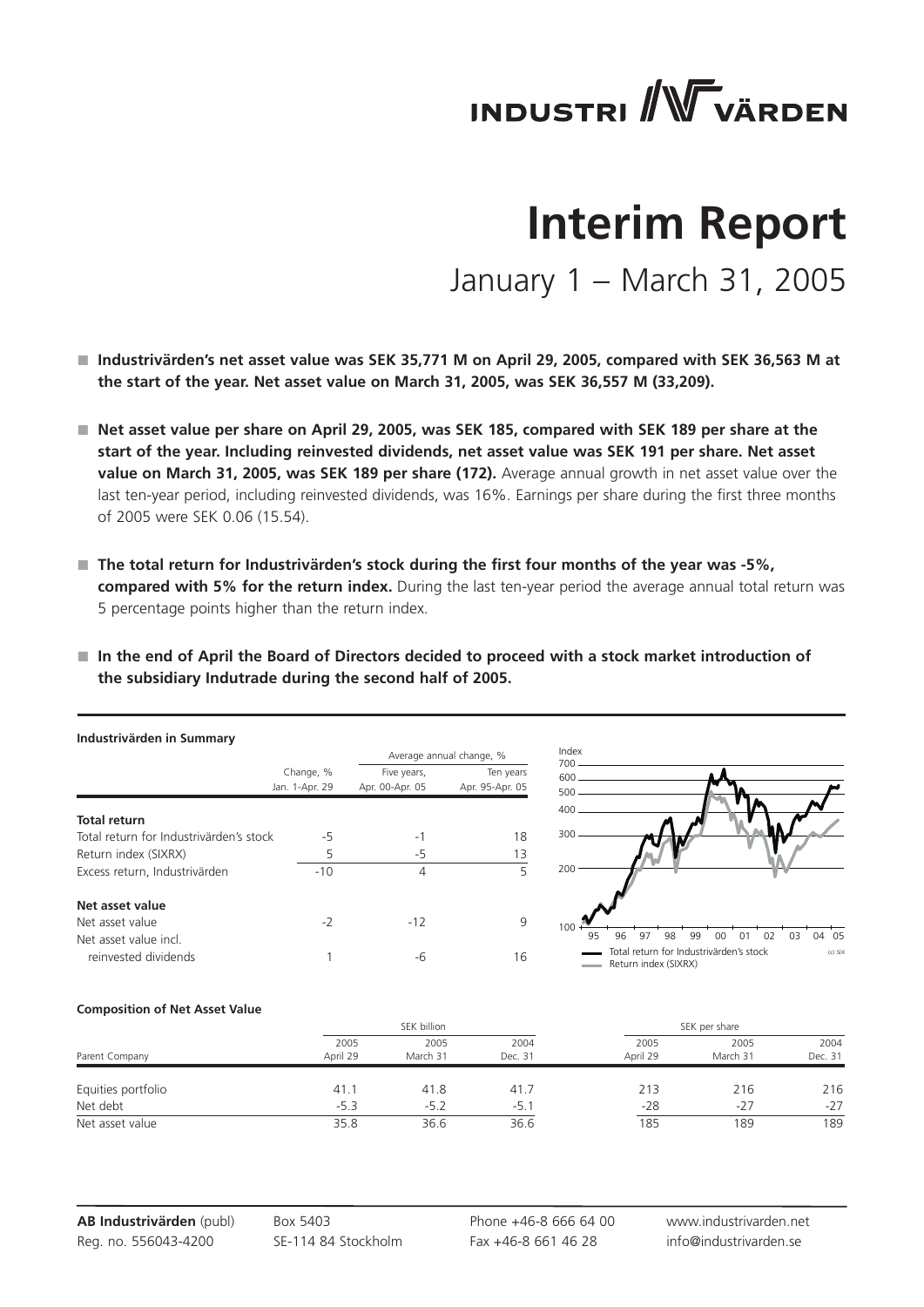# Interim Report

January 1 – March 31, 2005

- **Industrivärden's net asset value was SEK 35,771 M on April 29, 2005, compared with SEK 36,563 M at the start of the year. Net asset value on March 31, 2005, was SEK 36,557 M (33,209).**

- **Net asset value per share on April 29, 2005, was SEK 185, compared with SEK 189 per share at the start of the year. Including reinvested dividends, net asset value was SEK 191 per share. Net asset value on March 31, 2005, was SEK 189 per share (172).** Average annual growth in net asset value over the last ten-year period, including reinvested dividends, was 16%. Earnings per share during the first three months of 2005 were SEK 0.06 (15.54).

- **The total return for Industrivärden's stock during the first four months of the year was -5%, compared with 5% for the return index.** During the last ten-year period the average annual total return was 5 percentage points higher than the return index.

- **In the end of April the Board of Directors decided to proceed with a stock market introduction of the subsidiary Indutrade during the second half of 2005.**

**Industrivärden in Summary**

| | Change, % | Average annual change, % | |
|---|---|---|---|
| | Jan. 1-Apr. 29 | Five years, Apr. 00-Apr. 05 | Ten years Apr. 95-Apr. 05 |
| **Total return** | | | |
| Total return for Industrivärden's stock | -5 | -1 | 18 |
| Return index (SIXRX) | 5 | -5 | 13 |
| Excess return, Industrivärden | -10 | 4 | 5 |
| **Net asset value** | | | |
| Net asset value | -2 | -12 | 9 |
| Net asset value incl. reinvested dividends | 1 | -6 | 16 |

Index (chart, 95–05): Total return for Industrivärden's stock; Return index (SIXRX). (c) SIX

**Composition of Net Asset Value**

| Parent Company | SEK billion 2005 April 29 | 2005 March 31 | 2004 Dec. 31 | SEK per share 2005 April 29 | 2005 March 31 | 2004 Dec. 31 |
|---|---|---|---|---|---|---|
| Equities portfolio | 41.1 | 41.8 | 41.7 | 213 | 216 | 216 |
| Net debt | -5.3 | -5.2 | -5.1 | -28 | -27 | -27 |
| Net asset value | 35.8 | 36.6 | 36.6 | 185 | 189 | 189 |

**AB Industrivärden** (publ) Reg. no. 556043-4200 | Box 5403 SE-114 84 Stockholm | Phone +46-8 666 64 00 Fax +46-8 661 46 28 | www.industrivarden.net info@industrivarden.se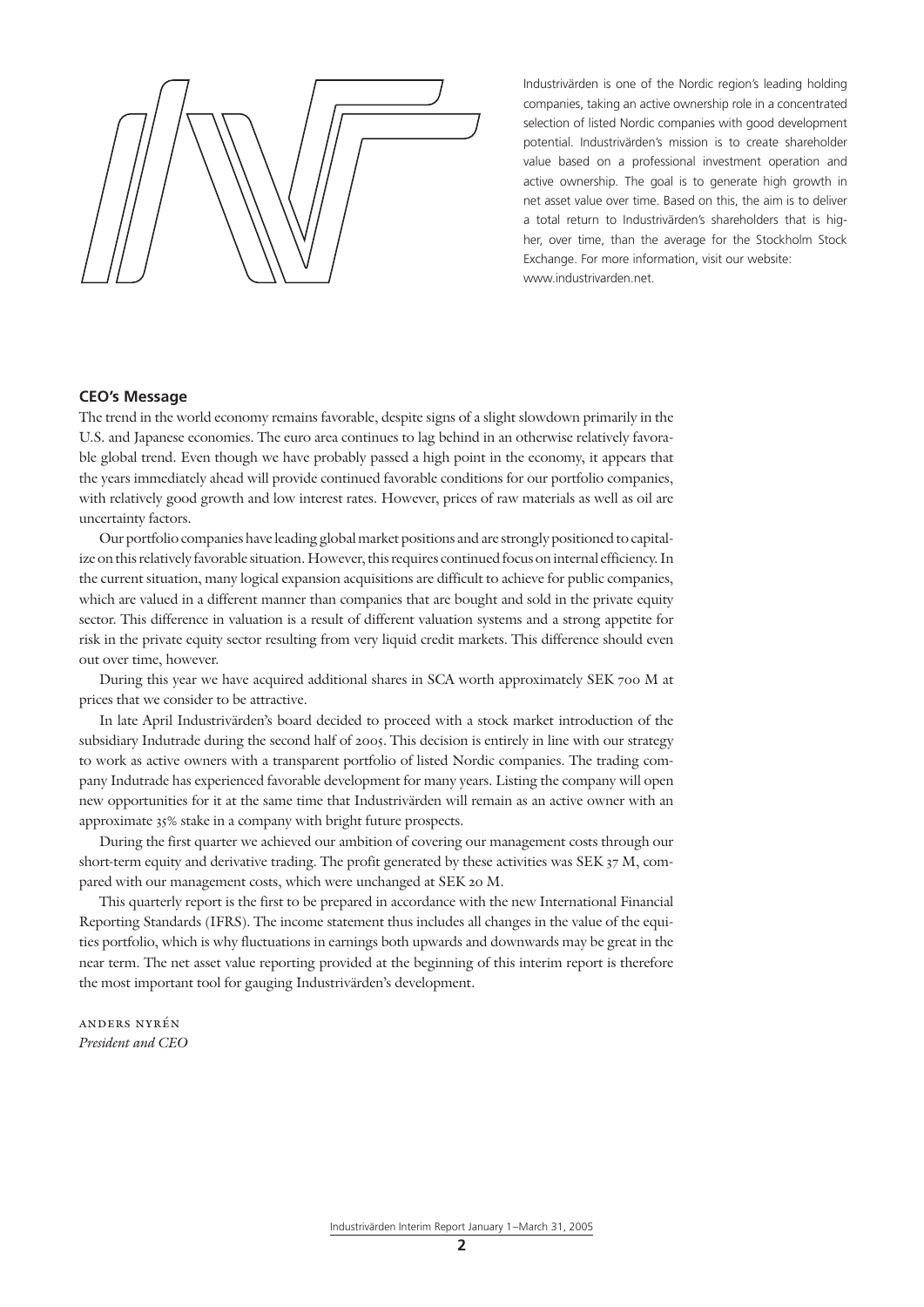Industrivärden is one of the Nordic region's leading holding companies, taking an active ownership role in a concentrated selection of listed Nordic companies with good development potential. Industrivärden's mission is to create shareholder value based on a professional investment operation and active ownership. The goal is to generate high growth in net asset value over time. Based on this, the aim is to deliver a total return to Industrivärden's shareholders that is higher, over time, than the average for the Stockholm Stock Exchange. For more information, visit our website: www.industrivarden.net.

## CEO's Message

The trend in the world economy remains favorable, despite signs of a slight slowdown primarily in the U.S. and Japanese economies. The euro area continues to lag behind in an otherwise relatively favorable global trend. Even though we have probably passed a high point in the economy, it appears that the years immediately ahead will provide continued favorable conditions for our portfolio companies, with relatively good growth and low interest rates. However, prices of raw materials as well as oil are uncertainty factors.

Our portfolio companies have leading global market positions and are strongly positioned to capitalize on this relatively favorable situation. However, this requires continued focus on internal efficiency. In the current situation, many logical expansion acquisitions are difficult to achieve for public companies, which are valued in a different manner than companies that are bought and sold in the private equity sector. This difference in valuation is a result of different valuation systems and a strong appetite for risk in the private equity sector resulting from very liquid credit markets. This difference should even out over time, however.

During this year we have acquired additional shares in SCA worth approximately SEK 700 M at prices that we consider to be attractive.

In late April Industrivärden's board decided to proceed with a stock market introduction of the subsidiary Indutrade during the second half of 2005. This decision is entirely in line with our strategy to work as active owners with a transparent portfolio of listed Nordic companies. The trading company Indutrade has experienced favorable development for many years. Listing the company will open new opportunities for it at the same time that Industrivärden will remain as an active owner with an approximate 35% stake in a company with bright future prospects.

During the first quarter we achieved our ambition of covering our management costs through our short-term equity and derivative trading. The profit generated by these activities was SEK 37 M, compared with our management costs, which were unchanged at SEK 20 M.

This quarterly report is the first to be prepared in accordance with the new International Financial Reporting Standards (IFRS). The income statement thus includes all changes in the value of the equities portfolio, which is why fluctuations in earnings both upwards and downwards may be great in the near term. The net asset value reporting provided at the beginning of this interim report is therefore the most important tool for gauging Industrivärden's development.

ANDERS NYRÉN
*President and CEO*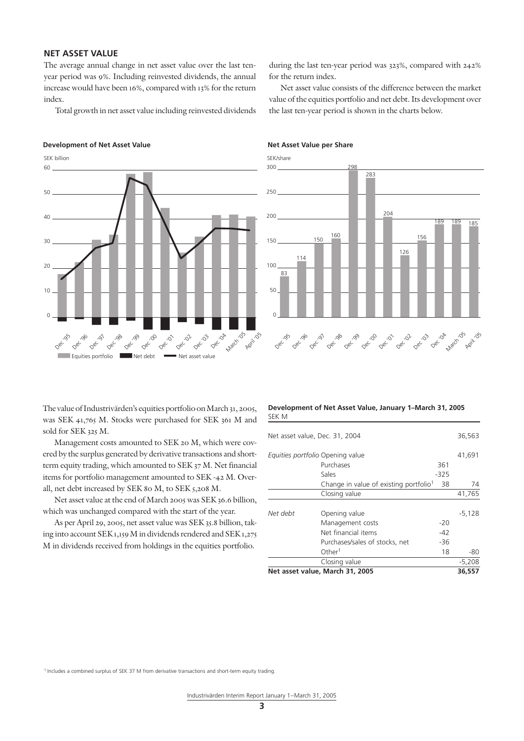## NET ASSET VALUE

The average annual change in net asset value over the last ten-year period was 9%. Including reinvested dividends, the annual increase would have been 16%, compared with 13% for the return index.

Total growth in net asset value including reinvested dividends during the last ten-year period was 323%, compared with 242% for the return index.

Net asset value consists of the difference between the market value of the equities portfolio and net debt. Its development over the last ten-year period is shown in the charts below.

**Development of Net Asset Value**

SEK billion

Equities portfolio ■ Net debt ■ Net asset value —

**Net Asset Value per Share**

SEK/share

| Dec '95 | Dec '96 | Dec '97 | Dec '98 | Dec '99 | Dec '00 | Dec '01 | Dec '02 | Dec '03 | Dec '04 | March '05 | April '05 |
|---|---|---|---|---|---|---|---|---|---|---|---|
| 83 | 114 | 150 | 160 | 298 | 283 | 204 | 126 | 156 | 189 | 189 | 185 |

The value of Industrivärden's equities portfolio on March 31, 2005, was SEK 41,765 M. Stocks were purchased for SEK 361 M and sold for SEK 325 M.

Management costs amounted to SEK 20 M, which were covered by the surplus generated by derivative transactions and short-term equity trading, which amounted to SEK 37 M. Net financial items for portfolio management amounted to SEK -42 M. Overall, net debt increased by SEK 80 M, to SEK 5,208 M.

Net asset value at the end of March 2005 was SEK 36.6 billion, which was unchanged compared with the start of the year.

As per April 29, 2005, net asset value was SEK 35.8 billion, taking into account SEK 1,159 M in dividends rendered and SEK 1,275 M in dividends received from holdings in the equities portfolio.

**Development of Net Asset Value, January 1–March 31, 2005**
SEK M

| | | | |
|---|---|---|---|
| Net asset value, Dec. 31, 2004 | | | 36,563 |
| *Equities portfolio* | Opening value | | 41,691 |
| | Purchases | 361 | |
| | Sales | -325 | |
| | Change in value of existing portfolio[1] | 38 | 74 |
| | Closing value | | 41,765 |
| *Net debt* | Opening value | | -5,128 |
| | Management costs | -20 | |
| | Net financial items | -42 | |
| | Purchases/sales of stocks, net | -36 | |
| | Other[1] | 18 | -80 |
| | Closing value | | -5,208 |
| **Net asset value, March 31, 2005** | | | **36,557** |

[1] Includes a combined surplus of SEK 37 M from derivative transactions and short-term equity trading.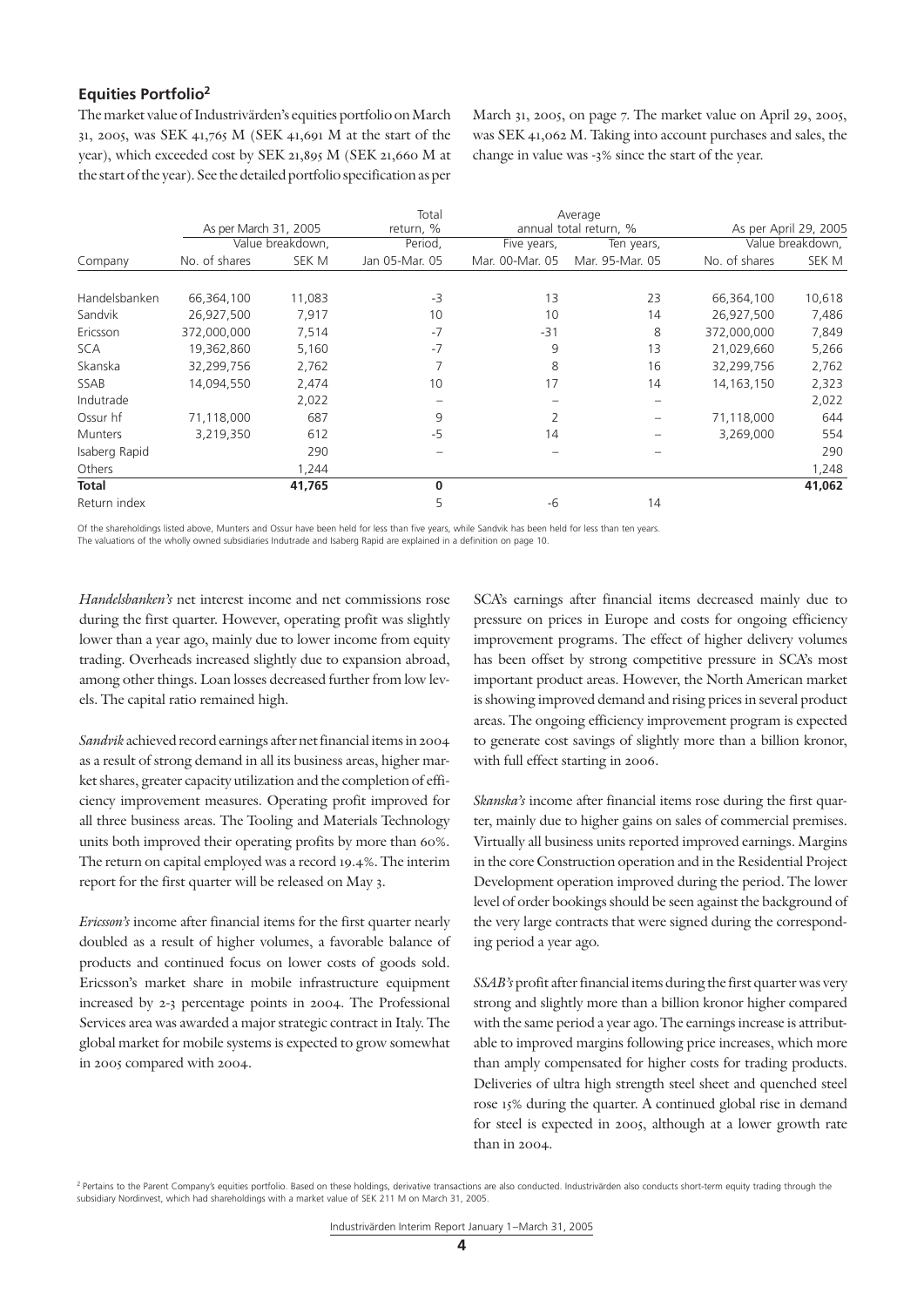## Equities Portfolio[2]

The market value of Industrivärden's equities portfolio on March 31, 2005, was SEK 41,765 M (SEK 41,691 M at the start of the year), which exceeded cost by SEK 21,895 M (SEK 21,660 M at the start of the year). See the detailed portfolio specification as per March 31, 2005, on page 7. The market value on April 29, 2005, was SEK 41,062 M. Taking into account purchases and sales, the change in value was -3% since the start of the year.

| Company | As per March 31, 2005 | | Total return, % | Average annual total return, % | | As per April 29, 2005 | |
|---|---|---|---|---|---|---|---|
| | Value breakdown, | | Period, | Five years, | Ten years, | Value breakdown, | |
| | No. of shares | SEK M | Jan 05-Mar. 05 | Mar. 00-Mar. 05 | Mar. 95-Mar. 05 | No. of shares | SEK M |
| Handelsbanken | 66,364,100 | 11,083 | -3 | 13 | 23 | 66,364,100 | 10,618 |
| Sandvik | 26,927,500 | 7,917 | 10 | 10 | 14 | 26,927,500 | 7,486 |
| Ericsson | 372,000,000 | 7,514 | -7 | -31 | 8 | 372,000,000 | 7,849 |
| SCA | 19,362,860 | 5,160 | -7 | 9 | 13 | 21,029,660 | 5,266 |
| Skanska | 32,299,756 | 2,762 | 7 | 8 | 16 | 32,299,756 | 2,762 |
| SSAB | 14,094,550 | 2,474 | 10 | 17 | 14 | 14,163,150 | 2,323 |
| Indutrade | | 2,022 | – | – | – | | 2,022 |
| Ossur hf | 71,118,000 | 687 | 9 | 2 | – | 71,118,000 | 644 |
| Munters | 3,219,350 | 612 | -5 | 14 | – | 3,269,000 | 554 |
| Isaberg Rapid | | 290 | – | – | – | | 290 |
| Others | | 1,244 | | | | | 1,248 |
| **Total** | | **41,765** | **0** | | | | **41,062** |
| Return index | | | 5 | -6 | 14 | | |

Of the shareholdings listed above, Munters and Ossur have been held for less than five years, while Sandvik has been held for less than ten years.
The valuations of the wholly owned subsidiaries Indutrade and Isaberg Rapid are explained in a definition on page 10.

*Handelsbanken's* net interest income and net commissions rose during the first quarter. However, operating profit was slightly lower than a year ago, mainly due to lower income from equity trading. Overheads increased slightly due to expansion abroad, among other things. Loan losses decreased further from low levels. The capital ratio remained high.

*Sandvik* achieved record earnings after net financial items in 2004 as a result of strong demand in all its business areas, higher market shares, greater capacity utilization and the completion of efficiency improvement measures. Operating profit improved for all three business areas. The Tooling and Materials Technology units both improved their operating profits by more than 60%. The return on capital employed was a record 19.4%. The interim report for the first quarter will be released on May 3.

*Ericsson's* income after financial items for the first quarter nearly doubled as a result of higher volumes, a favorable balance of products and continued focus on lower costs of goods sold. Ericsson's market share in mobile infrastructure equipment increased by 2-3 percentage points in 2004. The Professional Services area was awarded a major strategic contract in Italy. The global market for mobile systems is expected to grow somewhat in 2005 compared with 2004.

SCA's earnings after financial items decreased mainly due to pressure on prices in Europe and costs for ongoing efficiency improvement programs. The effect of higher delivery volumes has been offset by strong competitive pressure in SCA's most important product areas. However, the North American market is showing improved demand and rising prices in several product areas. The ongoing efficiency improvement program is expected to generate cost savings of slightly more than a billion kronor, with full effect starting in 2006.

*Skanska's* income after financial items rose during the first quarter, mainly due to higher gains on sales of commercial premises. Virtually all business units reported improved earnings. Margins in the core Construction operation and in the Residential Project Development operation improved during the period. The lower level of order bookings should be seen against the background of the very large contracts that were signed during the corresponding period a year ago.

*SSAB's* profit after financial items during the first quarter was very strong and slightly more than a billion kronor higher compared with the same period a year ago. The earnings increase is attributable to improved margins following price increases, which more than amply compensated for higher costs for trading products. Deliveries of ultra high strength steel sheet and quenched steel rose 15% during the quarter. A continued global rise in demand for steel is expected in 2005, although at a lower growth rate than in 2004.

[2] Pertains to the Parent Company's equities portfolio. Based on these holdings, derivative transactions are also conducted. Industrivärden also conducts short-term equity trading through the subsidiary Nordinvest, which had shareholdings with a market value of SEK 211 M on March 31, 2005.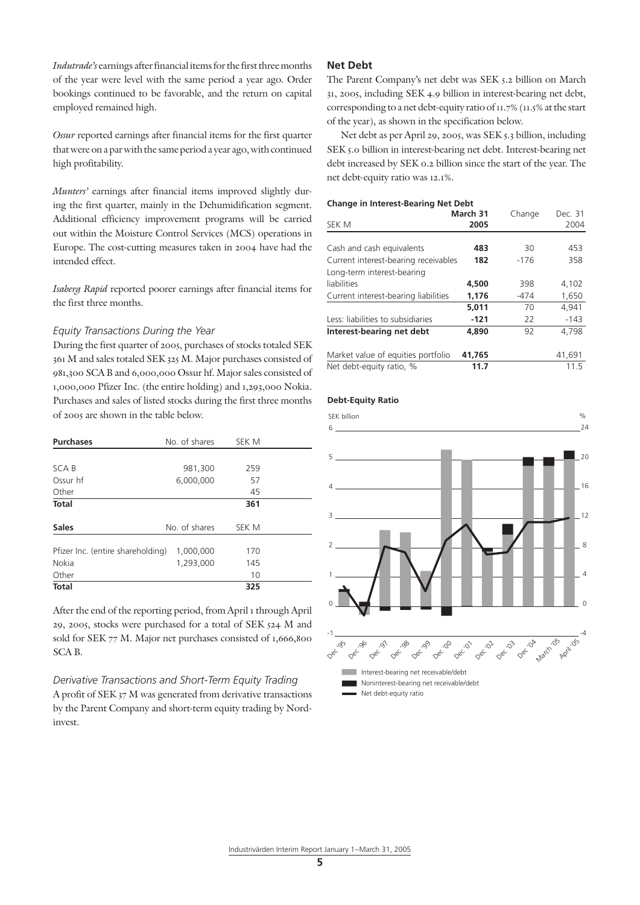*Indutrade's* earnings after financial items for the first three months of the year were level with the same period a year ago. Order bookings continued to be favorable, and the return on capital employed remained high.

*Ossur* reported earnings after financial items for the first quarter that were on a par with the same period a year ago, with continued high profitability.

*Munters'* earnings after financial items improved slightly during the first quarter, mainly in the Dehumidification segment. Additional efficiency improvement programs will be carried out within the Moisture Control Services (MCS) operations in Europe. The cost-cutting measures taken in 2004 have had the intended effect.

*Isaberg Rapid* reported poorer earnings after financial items for the first three months.

### *Equity Transactions During the Year*

During the first quarter of 2005, purchases of stocks totaled SEK 361 M and sales totaled SEK 325 M. Major purchases consisted of 981,300 SCA B and 6,000,000 Ossur hf. Major sales consisted of 1,000,000 Pfizer Inc. (the entire holding) and 1,293,000 Nokia. Purchases and sales of listed stocks during the first three months of 2005 are shown in the table below.

| **Purchases** | No. of shares | SEK M |
|---|---|---|
| SCA B | 981,300 | 259 |
| Ossur hf | 6,000,000 | 57 |
| Other | | 45 |
| **Total** | | **361** |

| **Sales** | No. of shares | SEK M |
|---|---|---|
| Pfizer Inc. (entire shareholding) | 1,000,000 | 170 |
| Nokia | 1,293,000 | 145 |
| Other | | 10 |
| **Total** | | **325** |

After the end of the reporting period, from April 1 through April 29, 2005, stocks were purchased for a total of SEK 524 M and sold for SEK 77 M. Major net purchases consisted of 1,666,800 SCA B.

### *Derivative Transactions and Short-Term Equity Trading*

A profit of SEK 37 M was generated from derivative transactions by the Parent Company and short-term equity trading by Nordinvest.

## Net Debt

The Parent Company's net debt was SEK 5.2 billion on March 31, 2005, including SEK 4.9 billion in interest-bearing net debt, corresponding to a net debt-equity ratio of 11.7% (11.5% at the start of the year), as shown in the specification below.

Net debt as per April 29, 2005, was SEK 5.3 billion, including SEK 5.0 billion in interest-bearing net debt. Interest-bearing net debt increased by SEK 0.2 billion since the start of the year. The net debt-equity ratio was 12.1%.

**Change in Interest-Bearing Net Debt**

| SEK M | **March 31 2005** | Change | Dec. 31 2004 |
|---|---|---|---|
| Cash and cash equivalents | **483** | 30 | 453 |
| Current interest-bearing receivables | **182** | -176 | 358 |
| Long-term interest-bearing liabilities | **4,500** | 398 | 4,102 |
| Current interest-bearing liabilities | **1,176** | -474 | 1,650 |
| | **5,011** | 70 | 4,941 |
| Less: liabilities to subsidiaries | **-121** | 22 | -143 |
| **Interest-bearing net debt** | **4,890** | 92 | 4,798 |
| Market value of equities portfolio | **41,765** | | 41,691 |
| Net debt-equity ratio, % | **11.7** | | 11.5 |

**Debt-Equity Ratio**

SEK billion / %

Interest-bearing net receivable/debt
Noninterest-bearing net receivable/debt
Net debt-equity ratio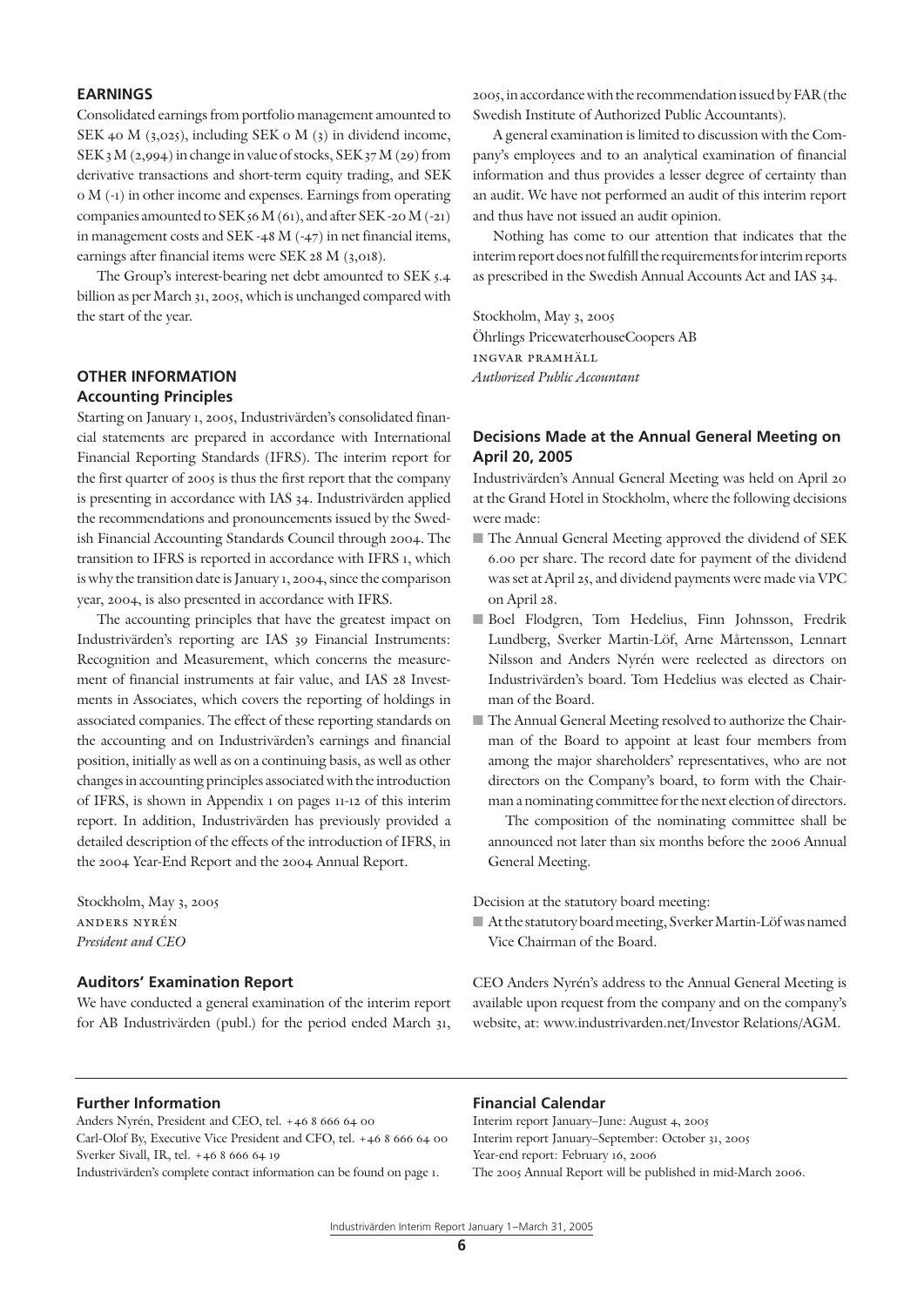## EARNINGS

Consolidated earnings from portfolio management amounted to SEK 40 M (3,025), including SEK 0 M (3) in dividend income, SEK 3 M (2,994) in change in value of stocks, SEK 37 M (29) from derivative transactions and short-term equity trading, and SEK 0 M (-1) in other income and expenses. Earnings from operating companies amounted to SEK 56 M (61), and after SEK -20 M (-21) in management costs and SEK -48 M (-47) in net financial items, earnings after financial items were SEK 28 M (3,018).

The Group's interest-bearing net debt amounted to SEK 5.4 billion as per March 31, 2005, which is unchanged compared with the start of the year.

## OTHER INFORMATION

### Accounting Principles

Starting on January 1, 2005, Industrivärden's consolidated financial statements are prepared in accordance with International Financial Reporting Standards (IFRS). The interim report for the first quarter of 2005 is thus the first report that the company is presenting in accordance with IAS 34. Industrivärden applied the recommendations and pronouncements issued by the Swedish Financial Accounting Standards Council through 2004. The transition to IFRS is reported in accordance with IFRS 1, which is why the transition date is January 1, 2004, since the comparison year, 2004, is also presented in accordance with IFRS.

The accounting principles that have the greatest impact on Industrivärden's reporting are IAS 39 Financial Instruments: Recognition and Measurement, which concerns the measurement of financial instruments at fair value, and IAS 28 Investments in Associates, which covers the reporting of holdings in associated companies. The effect of these reporting standards on the accounting and on Industrivärden's earnings and financial position, initially as well as on a continuing basis, as well as other changes in accounting principles associated with the introduction of IFRS, is shown in Appendix 1 on pages 11-12 of this interim report. In addition, Industrivärden has previously provided a detailed description of the effects of the introduction of IFRS, in the 2004 Year-End Report and the 2004 Annual Report.

Stockholm, May 3, 2005
ANDERS NYRÉN
*President and CEO*

### Auditors' Examination Report

We have conducted a general examination of the interim report for AB Industrivärden (publ.) for the period ended March 31, 2005, in accordance with the recommendation issued by FAR (the Swedish Institute of Authorized Public Accountants).

A general examination is limited to discussion with the Company's employees and to an analytical examination of financial information and thus provides a lesser degree of certainty than an audit. We have not performed an audit of this interim report and thus have not issued an audit opinion.

Nothing has come to our attention that indicates that the interim report does not fulfill the requirements for interim reports as prescribed in the Swedish Annual Accounts Act and IAS 34.

Stockholm, May 3, 2005
Öhrlings PricewaterhouseCoopers AB
INGVAR PRAMHÄLL
*Authorized Public Accountant*

### Decisions Made at the Annual General Meeting on April 20, 2005

Industrivärden's Annual General Meeting was held on April 20 at the Grand Hotel in Stockholm, where the following decisions were made:

- The Annual General Meeting approved the dividend of SEK 6.00 per share. The record date for payment of the dividend was set at April 25, and dividend payments were made via VPC on April 28.
- Boel Flodgren, Tom Hedelius, Finn Johnsson, Fredrik Lundberg, Sverker Martin-Löf, Arne Mårtensson, Lennart Nilsson and Anders Nyrén were reelected as directors on Industrivärden's board. Tom Hedelius was elected as Chairman of the Board.
- The Annual General Meeting resolved to authorize the Chairman of the Board to appoint at least four members from among the major shareholders' representatives, who are not directors on the Company's board, to form with the Chairman a nominating committee for the next election of directors.

  The composition of the nominating committee shall be announced not later than six months before the 2006 Annual General Meeting.

Decision at the statutory board meeting:

- At the statutory board meeting, Sverker Martin-Löf was named Vice Chairman of the Board.

CEO Anders Nyrén's address to the Annual General Meeting is available upon request from the company and on the company's website, at: www.industrivarden.net/Investor Relations/AGM.

### Further Information

Anders Nyrén, President and CEO, tel. +46 8 666 64 00
Carl-Olof By, Executive Vice President and CFO, tel. +46 8 666 64 00
Sverker Sivall, IR, tel. +46 8 666 64 19
Industrivärden's complete contact information can be found on page 1.

### Financial Calendar

Interim report January–June: August 4, 2005
Interim report January–September: October 31, 2005
Year-end report: February 16, 2006
The 2005 Annual Report will be published in mid-March 2006.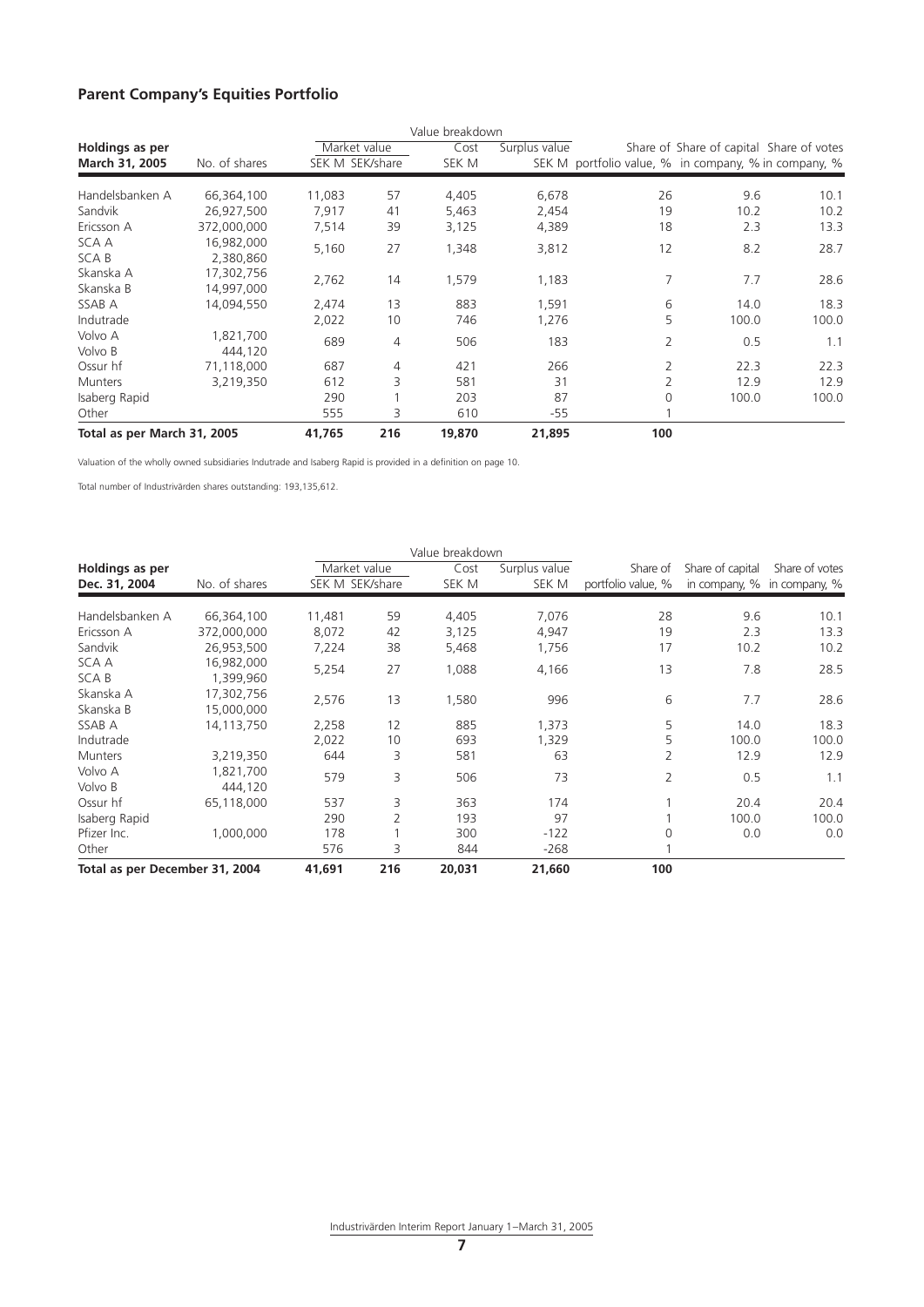## Parent Company's Equities Portfolio

| Holdings as per March 31, 2005 | No. of shares | Value breakdown | | | | | | |
|---|---|---|---|---|---|---|---|---|
| | | Market value | | Cost | Surplus value | Share of portfolio value, % | Share of capital in company, % | Share of votes in company, % |
| | | SEK M | SEK/share | SEK M | SEK M | | | |
| Handelsbanken A | 66,364,100 | 11,083 | 57 | 4,405 | 6,678 | 26 | 9.6 | 10.1 |
| Sandvik | 26,927,500 | 7,917 | 41 | 5,463 | 2,454 | 19 | 10.2 | 10.2 |
| Ericsson A | 372,000,000 | 7,514 | 39 | 3,125 | 4,389 | 18 | 2.3 | 13.3 |
| SCA A<br>SCA B | 16,982,000<br>2,380,860 | 5,160 | 27 | 1,348 | 3,812 | 12 | 8.2 | 28.7 |
| Skanska A<br>Skanska B | 17,302,756<br>14,997,000 | 2,762 | 14 | 1,579 | 1,183 | 7 | 7.7 | 28.6 |
| SSAB A | 14,094,550 | 2,474 | 13 | 883 | 1,591 | 6 | 14.0 | 18.3 |
| Indutrade | | 2,022 | 10 | 746 | 1,276 | 5 | 100.0 | 100.0 |
| Volvo A<br>Volvo B | 1,821,700<br>444,120 | 689 | 4 | 506 | 183 | 2 | 0.5 | 1.1 |
| Ossur hf | 71,118,000 | 687 | 4 | 421 | 266 | 2 | 22.3 | 22.3 |
| Munters | 3,219,350 | 612 | 3 | 581 | 31 | 2 | 12.9 | 12.9 |
| Isaberg Rapid | | 290 | 1 | 203 | 87 | 0 | 100.0 | 100.0 |
| Other | | 555 | 3 | 610 | -55 | 1 | | |
| **Total as per March 31, 2005** | | **41,765** | **216** | **19,870** | **21,895** | **100** | | |

Valuation of the wholly owned subsidiaries Indutrade and Isaberg Rapid is provided in a definition on page 10.

Total number of Industrivärden shares outstanding: 193,135,612.

| Holdings as per Dec. 31, 2004 | No. of shares | Value breakdown | | | | | | |
|---|---|---|---|---|---|---|---|---|
| | | Market value | | Cost | Surplus value | Share of portfolio value, % | Share of capital in company, % | Share of votes in company, % |
| | | SEK M | SEK/share | SEK M | SEK M | | | |
| Handelsbanken A | 66,364,100 | 11,481 | 59 | 4,405 | 7,076 | 28 | 9.6 | 10.1 |
| Ericsson A | 372,000,000 | 8,072 | 42 | 3,125 | 4,947 | 19 | 2.3 | 13.3 |
| Sandvik | 26,953,500 | 7,224 | 38 | 5,468 | 1,756 | 17 | 10.2 | 10.2 |
| SCA A<br>SCA B | 16,982,000<br>1,399,960 | 5,254 | 27 | 1,088 | 4,166 | 13 | 7.8 | 28.5 |
| Skanska A<br>Skanska B | 17,302,756<br>15,000,000 | 2,576 | 13 | 1,580 | 996 | 6 | 7.7 | 28.6 |
| SSAB A | 14,113,750 | 2,258 | 12 | 885 | 1,373 | 5 | 14.0 | 18.3 |
| Indutrade | | 2,022 | 10 | 693 | 1,329 | 5 | 100.0 | 100.0 |
| Munters | 3,219,350 | 644 | 3 | 581 | 63 | 2 | 12.9 | 12.9 |
| Volvo A<br>Volvo B | 1,821,700<br>444,120 | 579 | 3 | 506 | 73 | 2 | 0.5 | 1.1 |
| Ossur hf | 65,118,000 | 537 | 3 | 363 | 174 | 1 | 20.4 | 20.4 |
| Isaberg Rapid | | 290 | 2 | 193 | 97 | 1 | 100.0 | 100.0 |
| Pfizer Inc. | 1,000,000 | 178 | 1 | 300 | -122 | 0 | 0.0 | 0.0 |
| Other | | 576 | 3 | 844 | -268 | 1 | | |
| **Total as per December 31, 2004** | | **41,691** | **216** | **20,031** | **21,660** | **100** | | |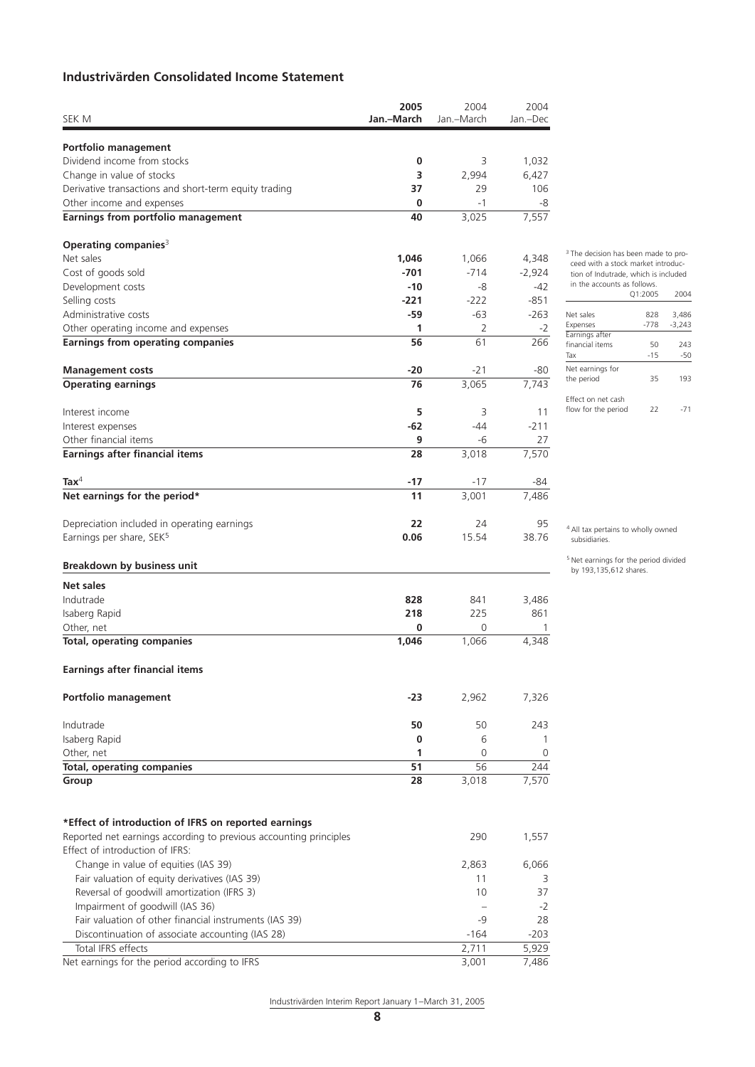## Industrivärden Consolidated Income Statement

| SEK M | 2005 Jan.–March | 2004 Jan.–March | 2004 Jan.–Dec |
|---|---|---|---|
| **Portfolio management** | | | |
| Dividend income from stocks | **0** | 3 | 1,032 |
| Change in value of stocks | **3** | 2,994 | 6,427 |
| Derivative transactions and short-term equity trading | **37** | 29 | 106 |
| Other income and expenses | **0** | -1 | -8 |
| **Earnings from portfolio management** | **40** | 3,025 | 7,557 |
| **Operating companies**[3] | | | |
| Net sales | **1,046** | 1,066 | 4,348 |
| Cost of goods sold | **-701** | -714 | -2,924 |
| Development costs | **-10** | -8 | -42 |
| Selling costs | **-221** | -222 | -851 |
| Administrative costs | **-59** | -63 | -263 |
| Other operating income and expenses | **1** | 2 | -2 |
| **Earnings from operating companies** | **56** | 61 | 266 |
| **Management costs** | **-20** | -21 | -80 |
| **Operating earnings** | **76** | 3,065 | 7,743 |
| Interest income | **5** | 3 | 11 |
| Interest expenses | **-62** | -44 | -211 |
| Other financial items | **9** | -6 | 27 |
| **Earnings after financial items** | **28** | 3,018 | 7,570 |
| **Tax**[4] | **-17** | -17 | -84 |
| **Net earnings for the period*** | **11** | 3,001 | 7,486 |
| Depreciation included in operating earnings | **22** | 24 | 95 |
| Earnings per share, SEK[5] | **0.06** | 15.54 | 38.76 |

[3] The decision has been made to proceed with a stock market introduction of Indutrade, which is included in the accounts as follows.

| | Q1:2005 | 2004 |
|---|---|---|
| Net sales | 828 | 3,486 |
| Expenses | -778 | -3,243 |
| Earnings after financial items | 50 | 243 |
| Tax | -15 | -50 |
| Net earnings for the period | 35 | 193 |
| Effect on net cash flow for the period | 22 | -71 |

[4] All tax pertains to wholly owned subsidiaries.

[5] Net earnings for the period divided by 193,135,612 shares.

### Breakdown by business unit

| | 2005 Jan.–March | 2004 Jan.–March | 2004 Jan.–Dec |
|---|---|---|---|
| **Net sales** | | | |
| Indutrade | **828** | 841 | 3,486 |
| Isaberg Rapid | **218** | 225 | 861 |
| Other, net | **0** | 0 | 1 |
| **Total, operating companies** | **1,046** | 1,066 | 4,348 |
| **Earnings after financial items** | | | |
| **Portfolio management** | **-23** | 2,962 | 7,326 |
| Indutrade | **50** | 50 | 243 |
| Isaberg Rapid | **0** | 6 | 1 |
| Other, net | **1** | 0 | 0 |
| **Total, operating companies** | **51** | 56 | 244 |
| **Group** | **28** | 3,018 | 7,570 |

### *Effect of introduction of IFRS on reported earnings

| | 2004 Jan.–March | 2004 Jan.–Dec |
|---|---|---|
| Reported net earnings according to previous accounting principles | 290 | 1,557 |
| Effect of introduction of IFRS: | | |
| Change in value of equities (IAS 39) | 2,863 | 6,066 |
| Fair valuation of equity derivatives (IAS 39) | 11 | 3 |
| Reversal of goodwill amortization (IFRS 3) | 10 | 37 |
| Impairment of goodwill (IAS 36) | – | -2 |
| Fair valuation of other financial instruments (IAS 39) | -9 | 28 |
| Discontinuation of associate accounting (IAS 28) | -164 | -203 |
| Total IFRS effects | 2,711 | 5,929 |
| Net earnings for the period according to IFRS | 3,001 | 7,486 |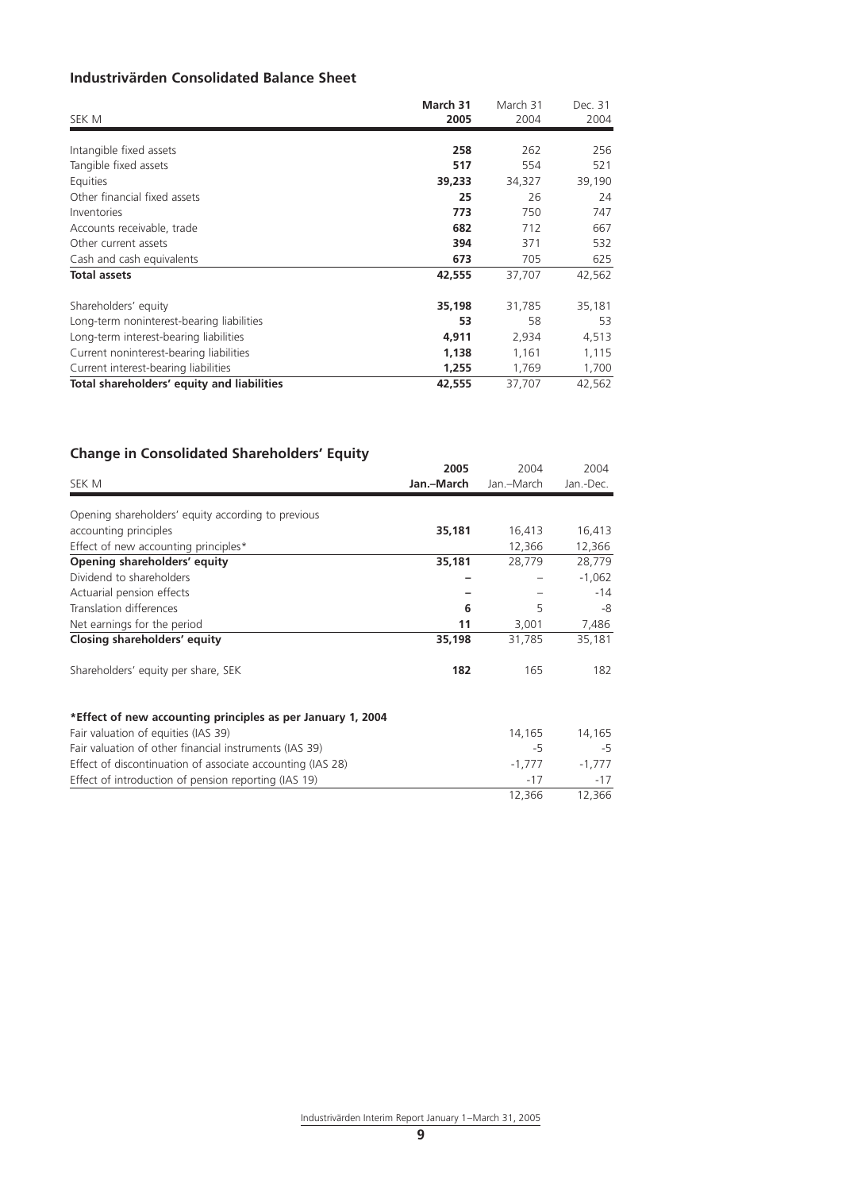## Industrivärden Consolidated Balance Sheet

| SEK M | **March 31 2005** | March 31 2004 | Dec. 31 2004 |
|---|---|---|---|
| Intangible fixed assets | **258** | 262 | 256 |
| Tangible fixed assets | **517** | 554 | 521 |
| Equities | **39,233** | 34,327 | 39,190 |
| Other financial fixed assets | **25** | 26 | 24 |
| Inventories | **773** | 750 | 747 |
| Accounts receivable, trade | **682** | 712 | 667 |
| Other current assets | **394** | 371 | 532 |
| Cash and cash equivalents | **673** | 705 | 625 |
| **Total assets** | **42,555** | 37,707 | 42,562 |
| Shareholders' equity | **35,198** | 31,785 | 35,181 |
| Long-term noninterest-bearing liabilities | **53** | 58 | 53 |
| Long-term interest-bearing liabilities | **4,911** | 2,934 | 4,513 |
| Current noninterest-bearing liabilities | **1,138** | 1,161 | 1,115 |
| Current interest-bearing liabilities | **1,255** | 1,769 | 1,700 |
| **Total shareholders' equity and liabilities** | **42,555** | 37,707 | 42,562 |

## Change in Consolidated Shareholders' Equity

| SEK M | **2005 Jan.–March** | 2004 Jan.–March | 2004 Jan.-Dec. |
|---|---|---|---|
| Opening shareholders' equity according to previous accounting principles | **35,181** | 16,413 | 16,413 |
| Effect of new accounting principles* | | 12,366 | 12,366 |
| **Opening shareholders' equity** | **35,181** | 28,779 | 28,779 |
| Dividend to shareholders | **–** | – | -1,062 |
| Actuarial pension effects | **–** | – | -14 |
| Translation differences | **6** | 5 | -8 |
| Net earnings for the period | **11** | 3,001 | 7,486 |
| **Closing shareholders' equity** | **35,198** | 31,785 | 35,181 |
| Shareholders' equity per share, SEK | **182** | 165 | 182 |

| ***Effect of new accounting principles as per January 1, 2004** | | | |
|---|---|---|---|
| Fair valuation of equities (IAS 39) | | 14,165 | 14,165 |
| Fair valuation of other financial instruments (IAS 39) | | -5 | -5 |
| Effect of discontinuation of associate accounting (IAS 28) | | -1,777 | -1,777 |
| Effect of introduction of pension reporting (IAS 19) | | -17 | -17 |
| | | 12,366 | 12,366 |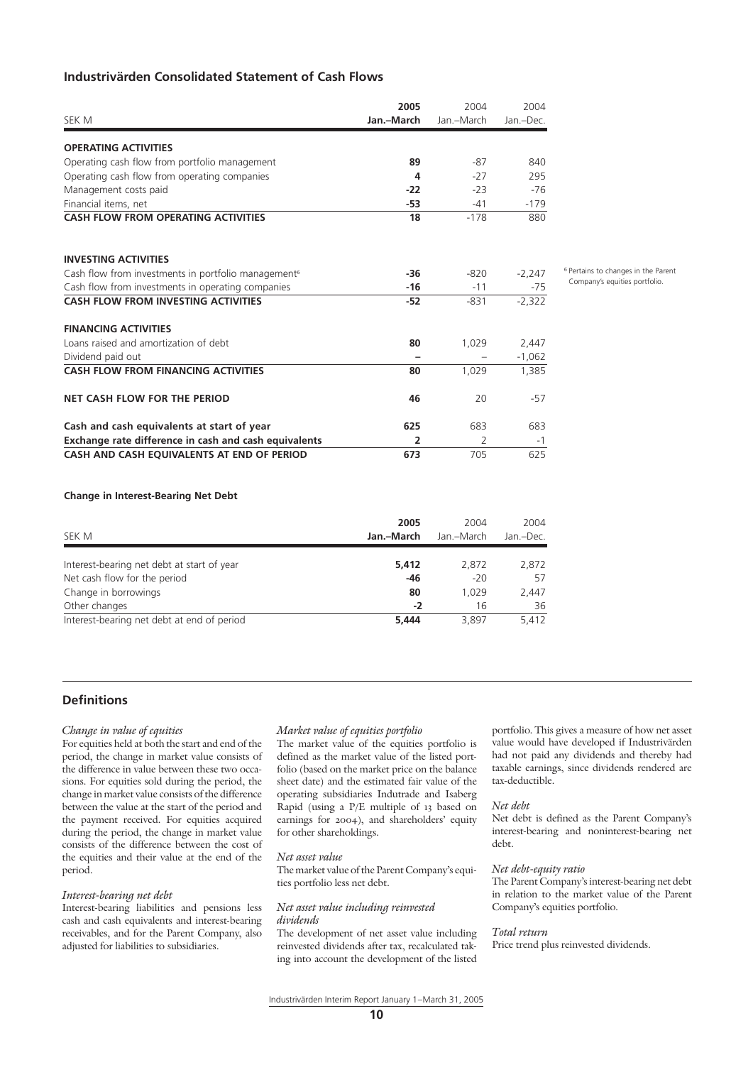## Industrivärden Consolidated Statement of Cash Flows

| SEK M | 2005 Jan.–March | 2004 Jan.–March | 2004 Jan.–Dec. |
|---|---|---|---|
| **OPERATING ACTIVITIES** | | | |
| Operating cash flow from portfolio management | **89** | -87 | 840 |
| Operating cash flow from operating companies | **4** | -27 | 295 |
| Management costs paid | **-22** | -23 | -76 |
| Financial items, net | **-53** | -41 | -179 |
| **CASH FLOW FROM OPERATING ACTIVITIES** | **18** | -178 | 880 |
| | | | |
| **INVESTING ACTIVITIES** | | | |
| Cash flow from investments in portfolio management[6] | **-36** | -820 | -2,247 |
| Cash flow from investments in operating companies | **-16** | -11 | -75 |
| **CASH FLOW FROM INVESTING ACTIVITIES** | **-52** | -831 | -2,322 |
| | | | |
| **FINANCING ACTIVITIES** | | | |
| Loans raised and amortization of debt | **80** | 1,029 | 2,447 |
| Dividend paid out | **–** | – | -1,062 |
| **CASH FLOW FROM FINANCING ACTIVITIES** | **80** | 1,029 | 1,385 |
| | | | |
| **NET CASH FLOW FOR THE PERIOD** | **46** | 20 | -57 |
| | | | |
| **Cash and cash equivalents at start of year** | **625** | 683 | 683 |
| **Exchange rate difference in cash and cash equivalents** | **2** | 2 | -1 |
| **CASH AND CASH EQUIVALENTS AT END OF PERIOD** | **673** | 705 | 625 |

[6] Pertains to changes in the Parent Company's equities portfolio.

**Change in Interest-Bearing Net Debt**

| SEK M | 2005 Jan.–March | 2004 Jan.–March | 2004 Jan.–Dec. |
|---|---|---|---|
| Interest-bearing net debt at start of year | **5,412** | 2,872 | 2,872 |
| Net cash flow for the period | **-46** | -20 | 57 |
| Change in borrowings | **80** | 1,029 | 2,447 |
| Other changes | **-2** | 16 | 36 |
| Interest-bearing net debt at end of period | **5,444** | 3,897 | 5,412 |

## Definitions

*Change in value of equities*
For equities held at both the start and end of the period, the change in market value consists of the difference in value between these two occasions. For equities sold during the period, the change in market value consists of the difference between the value at the start of the period and the payment received. For equities acquired during the period, the change in market value consists of the difference between the cost of the equities and their value at the end of the period.

*Interest-bearing net debt*
Interest-bearing liabilities and pensions less cash and cash equivalents and interest-bearing receivables, and for the Parent Company, also adjusted for liabilities to subsidiaries.

*Market value of equities portfolio*
The market value of the equities portfolio is defined as the market value of the listed portfolio (based on the market price on the balance sheet date) and the estimated fair value of the operating subsidiaries Indutrade and Isaberg Rapid (using a P/E multiple of 13 based on earnings for 2004), and shareholders' equity for other shareholdings.

*Net asset value*
The market value of the Parent Company's equities portfolio less net debt.

*Net asset value including reinvested dividends*
The development of net asset value including reinvested dividends after tax, recalculated taking into account the development of the listed portfolio. This gives a measure of how net asset value would have developed if Industrivärden had not paid any dividends and thereby had taxable earnings, since dividends rendered are tax-deductible.

*Net debt*
Net debt is defined as the Parent Company's interest-bearing and noninterest-bearing net debt.

*Net debt-equity ratio*
The Parent Company's interest-bearing net debt in relation to the market value of the Parent Company's equities portfolio.

*Total return*
Price trend plus reinvested dividends.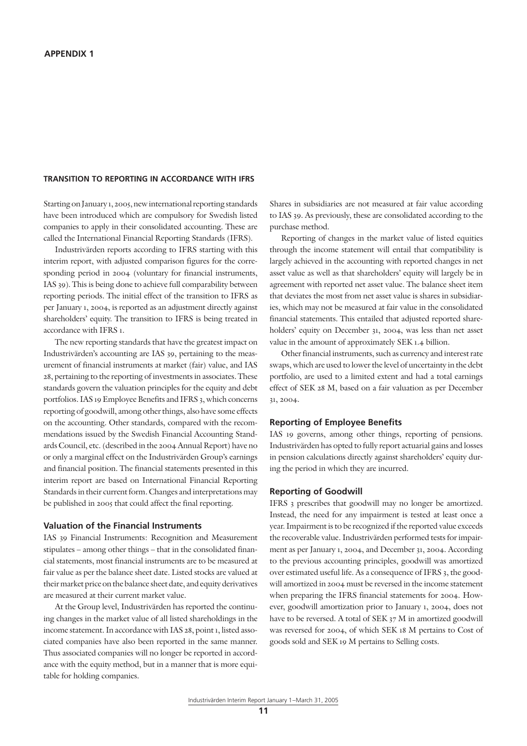**APPENDIX 1**

## TRANSITION TO REPORTING IN ACCORDANCE WITH IFRS

Starting on January 1, 2005, new international reporting standards have been introduced which are compulsory for Swedish listed companies to apply in their consolidated accounting. These are called the International Financial Reporting Standards (IFRS).

Industrivärden reports according to IFRS starting with this interim report, with adjusted comparison figures for the corresponding period in 2004 (voluntary for financial instruments, IAS 39). This is being done to achieve full comparability between reporting periods. The initial effect of the transition to IFRS as per January 1, 2004, is reported as an adjustment directly against shareholders' equity. The transition to IFRS is being treated in accordance with IFRS 1.

The new reporting standards that have the greatest impact on Industrivärden's accounting are IAS 39, pertaining to the measurement of financial instruments at market (fair) value, and IAS 28, pertaining to the reporting of investments in associates. These standards govern the valuation principles for the equity and debt portfolios. IAS 19 Employee Benefits and IFRS 3, which concerns reporting of goodwill, among other things, also have some effects on the accounting. Other standards, compared with the recommendations issued by the Swedish Financial Accounting Standards Council, etc. (described in the 2004 Annual Report) have no or only a marginal effect on the Industrivärden Group's earnings and financial position. The financial statements presented in this interim report are based on International Financial Reporting Standards in their current form. Changes and interpretations may be published in 2005 that could affect the final reporting.

### Valuation of the Financial Instruments

IAS 39 Financial Instruments: Recognition and Measurement stipulates – among other things – that in the consolidated financial statements, most financial instruments are to be measured at fair value as per the balance sheet date. Listed stocks are valued at their market price on the balance sheet date, and equity derivatives are measured at their current market value.

At the Group level, Industrivärden has reported the continuing changes in the market value of all listed shareholdings in the income statement. In accordance with IAS 28, point 1, listed associated companies have also been reported in the same manner. Thus associated companies will no longer be reported in accordance with the equity method, but in a manner that is more equitable for holding companies.

Shares in subsidiaries are not measured at fair value according to IAS 39. As previously, these are consolidated according to the purchase method.

Reporting of changes in the market value of listed equities through the income statement will entail that compatibility is largely achieved in the accounting with reported changes in net asset value as well as that shareholders' equity will largely be in agreement with reported net asset value. The balance sheet item that deviates the most from net asset value is shares in subsidiaries, which may not be measured at fair value in the consolidated financial statements. This entailed that adjusted reported shareholders' equity on December 31, 2004, was less than net asset value in the amount of approximately SEK 1.4 billion.

Other financial instruments, such as currency and interest rate swaps, which are used to lower the level of uncertainty in the debt portfolio, are used to a limited extent and had a total earnings effect of SEK 28 M, based on a fair valuation as per December 31, 2004.

### Reporting of Employee Benefits

IAS 19 governs, among other things, reporting of pensions. Industrivärden has opted to fully report actuarial gains and losses in pension calculations directly against shareholders' equity during the period in which they are incurred.

### Reporting of Goodwill

IFRS 3 prescribes that goodwill may no longer be amortized. Instead, the need for any impairment is tested at least once a year. Impairment is to be recognized if the reported value exceeds the recoverable value. Industrivärden performed tests for impairment as per January 1, 2004, and December 31, 2004. According to the previous accounting principles, goodwill was amortized over estimated useful life. As a consequence of IFRS 3, the goodwill amortized in 2004 must be reversed in the income statement when preparing the IFRS financial statements for 2004. However, goodwill amortization prior to January 1, 2004, does not have to be reversed. A total of SEK 37 M in amortized goodwill was reversed for 2004, of which SEK 18 M pertains to Cost of goods sold and SEK 19 M pertains to Selling costs.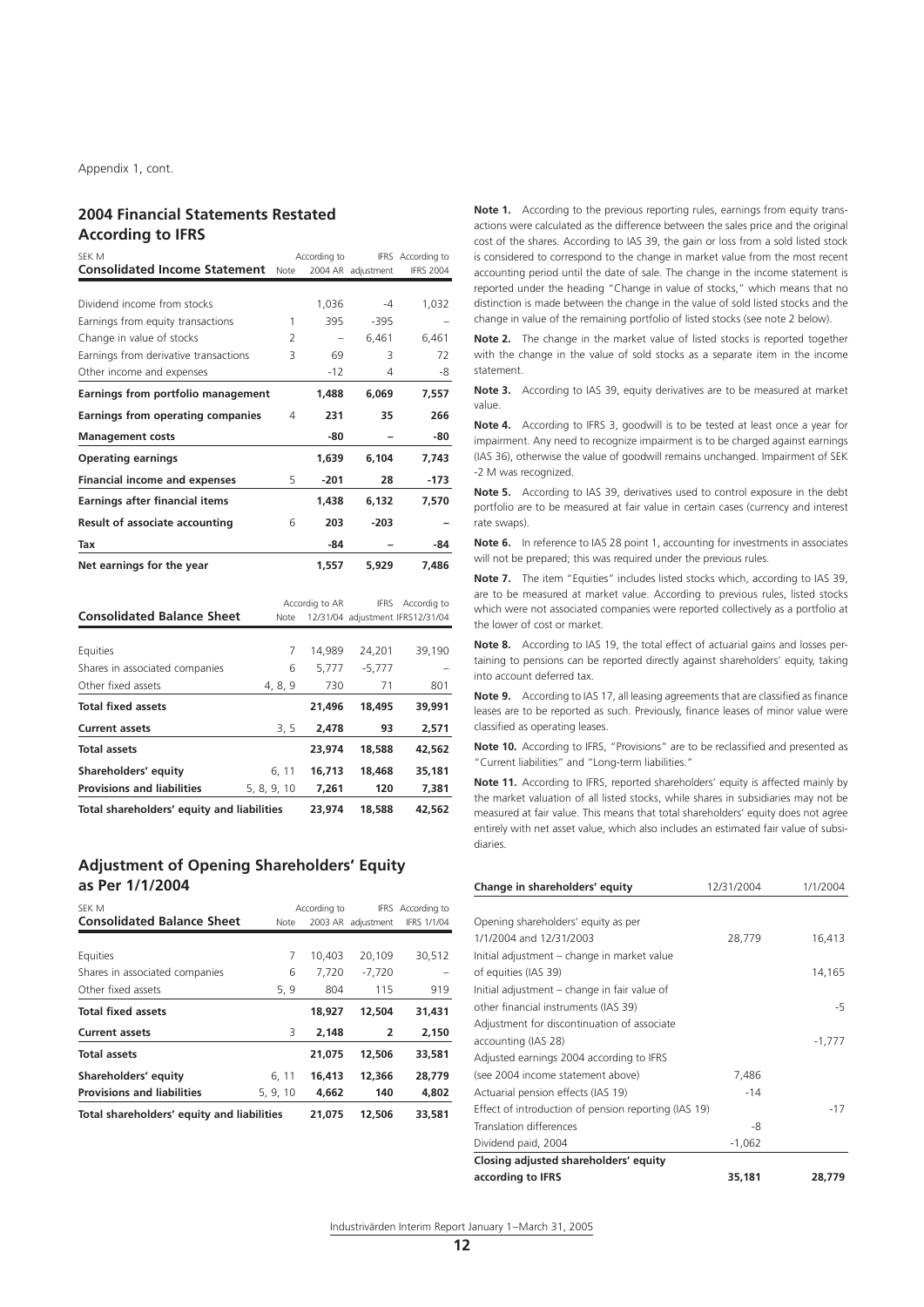Appendix 1, cont.

## 2004 Financial Statements Restated According to IFRS

| SEK M<br>**Consolidated Income Statement** | Note | According to 2004 AR | IFRS adjustment | According to IFRS 2004 |
|---|---|---|---|---|
| Dividend income from stocks | | 1,036 | -4 | 1,032 |
| Earnings from equity transactions | 1 | 395 | -395 | – |
| Change in value of stocks | 2 | – | 6,461 | 6,461 |
| Earnings from derivative transactions | 3 | 69 | 3 | 72 |
| Other income and expenses | | -12 | 4 | -8 |
| **Earnings from portfolio management** | | **1,488** | **6,069** | **7,557** |
| **Earnings from operating companies** | 4 | **231** | **35** | **266** |
| **Management costs** | | **-80** | **–** | **-80** |
| **Operating earnings** | | **1,639** | **6,104** | **7,743** |
| **Financial income and expenses** | 5 | **-201** | **28** | **-173** |
| **Earnings after financial items** | | **1,438** | **6,132** | **7,570** |
| **Result of associate accounting** | 6 | **203** | **-203** | **–** |
| **Tax** | | **-84** | **–** | **-84** |
| **Net earnings for the year** | | **1,557** | **5,929** | **7,486** |

| **Consolidated Balance Sheet** | Note | Accordig to AR 12/31/04 | IFRS adjustment | Accordig to IFRS12/31/04 |
|---|---|---|---|---|
| Equities | 7 | 14,989 | 24,201 | 39,190 |
| Shares in associated companies | 6 | 5,777 | -5,777 | – |
| Other fixed assets | 4, 8, 9 | 730 | 71 | 801 |
| **Total fixed assets** | | **21,496** | **18,495** | **39,991** |
| **Current assets** | 3, 5 | **2,478** | **93** | **2,571** |
| **Total assets** | | **23,974** | **18,588** | **42,562** |
| **Shareholders' equity** | 6, 11 | **16,713** | **18,468** | **35,181** |
| **Provisions and liabilities** | 5, 8, 9, 10 | **7,261** | **120** | **7,381** |
| **Total shareholders' equity and liabilities** | | **23,974** | **18,588** | **42,562** |

## Adjustment of Opening Shareholders' Equity as Per 1/1/2004

| SEK M<br>**Consolidated Balance Sheet** | Note | According to 2003 AR | IFRS adjustment | According to IFRS 1/1/04 |
|---|---|---|---|---|
| Equities | 7 | 10,403 | 20,109 | 30,512 |
| Shares in associated companies | 6 | 7,720 | -7,720 | – |
| Other fixed assets | 5, 9 | 804 | 115 | 919 |
| **Total fixed assets** | | **18,927** | **12,504** | **31,431** |
| **Current assets** | 3 | **2,148** | **2** | **2,150** |
| **Total assets** | | **21,075** | **12,506** | **33,581** |
| **Shareholders' equity** | 6, 11 | **16,413** | **12,366** | **28,779** |
| **Provisions and liabilities** | 5, 9, 10 | **4,662** | **140** | **4,802** |
| **Total shareholders' equity and liabilities** | | **21,075** | **12,506** | **33,581** |

**Note 1.** According to the previous reporting rules, earnings from equity transactions were calculated as the difference between the sales price and the original cost of the shares. According to IAS 39, the gain or loss from a sold listed stock is considered to correspond to the change in market value from the most recent accounting period until the date of sale. The change in the income statement is reported under the heading "Change in value of stocks," which means that no distinction is made between the change in the value of sold listed stocks and the change in value of the remaining portfolio of listed stocks (see note 2 below).

**Note 2.** The change in the market value of listed stocks is reported together with the change in the value of sold stocks as a separate item in the income statement.

**Note 3.** According to IAS 39, equity derivatives are to be measured at market value.

**Note 4.** According to IFRS 3, goodwill is to be tested at least once a year for impairment. Any need to recognize impairment is to be charged against earnings (IAS 36), otherwise the value of goodwill remains unchanged. Impairment of SEK -2 M was recognized.

**Note 5.** According to IAS 39, derivatives used to control exposure in the debt portfolio are to be measured at fair value in certain cases (currency and interest rate swaps).

**Note 6.** In reference to IAS 28 point 1, accounting for investments in associates will not be prepared; this was required under the previous rules.

**Note 7.** The item "Equities" includes listed stocks which, according to IAS 39, are to be measured at market value. According to previous rules, listed stocks which were not associated companies were reported collectively as a portfolio at the lower of cost or market.

**Note 8.** According to IAS 19, the total effect of actuarial gains and losses pertaining to pensions can be reported directly against shareholders' equity, taking into account deferred tax.

**Note 9.** According to IAS 17, all leasing agreements that are classified as finance leases are to be reported as such. Previously, finance leases of minor value were classified as operating leases.

**Note 10.** According to IFRS, "Provisions" are to be reclassified and presented as "Current liabilities" and "Long-term liabilities."

**Note 11.** According to IFRS, reported shareholders' equity is affected mainly by the market valuation of all listed stocks, while shares in subsidiaries may not be measured at fair value. This means that total shareholders' equity does not agree entirely with net asset value, which also includes an estimated fair value of subsidiaries.

| **Change in shareholders' equity** | 12/31/2004 | 1/1/2004 |
|---|---|---|
| Opening shareholders' equity as per 1/1/2004 and 12/31/2003 | 28,779 | 16,413 |
| Initial adjustment – change in market value of equities (IAS 39) | | 14,165 |
| Initial adjustment – change in fair value of other financial instruments (IAS 39) | | -5 |
| Adjustment for discontinuation of associate accounting (IAS 28) | | -1,777 |
| Adjusted earnings 2004 according to IFRS (see 2004 income statement above) | 7,486 | |
| Actuarial pension effects (IAS 19) | -14 | |
| Effect of introduction of pension reporting (IAS 19) | | -17 |
| Translation differences | -8 | |
| Dividend paid, 2004 | -1,062 | |
| **Closing adjusted shareholders' equity according to IFRS** | **35,181** | **28,779** |